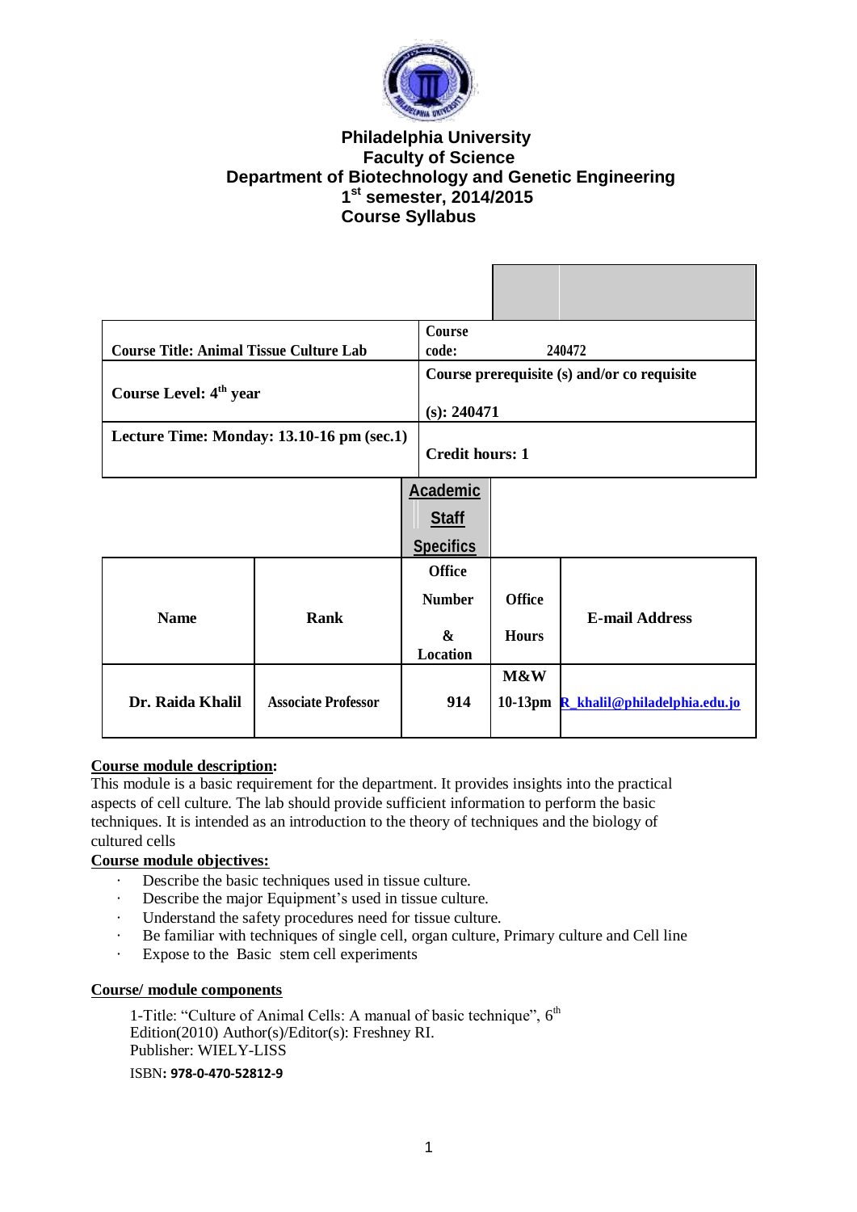# Philadelphia University
## Faculty of Science
## Department of Biotechnology and Genetic Engineering
## 1st semester, 2014/2015
## Course Syllabus

| | |
|---|---|
| **Course Title: Animal Tissue Culture Lab** | **Course code:** 240472 |
| **Course Level: 4th year** | **Course prerequisite (s) and/or co requisite (s): 240471** |
| **Lecture Time: Monday: 13.10-16 pm (sec.1)** | **Credit hours: 1** |

**Academic Staff Specifics**

| Name | Rank | Office Number & Location | Office Hours | E-mail Address |
|---|---|---|---|---|
| **Dr. Raida Khalil** | **Associate Professor** | **914** | **M&W 10-13pm** | R_khalil@philadelphia.edu.jo |

**Course module description:**

This module is a basic requirement for the department. It provides insights into the practical aspects of cell culture. The lab should provide sufficient information to perform the basic techniques. It is intended as an introduction to the theory of techniques and the biology of cultured cells

**Course module objectives:**

- Describe the basic techniques used in tissue culture.
- Describe the major Equipment's used in tissue culture.
- Understand the safety procedures need for tissue culture.
- Be familiar with techniques of single cell, organ culture, Primary culture and Cell line
- Expose to the Basic stem cell experiments

**Course/ module components**

1-Title: "Culture of Animal Cells: A manual of basic technique", 6th Edition(2010) Author(s)/Editor(s): Freshney RI.
Publisher: WIELY-LISS
ISBN**: 978-0-470-52812-9**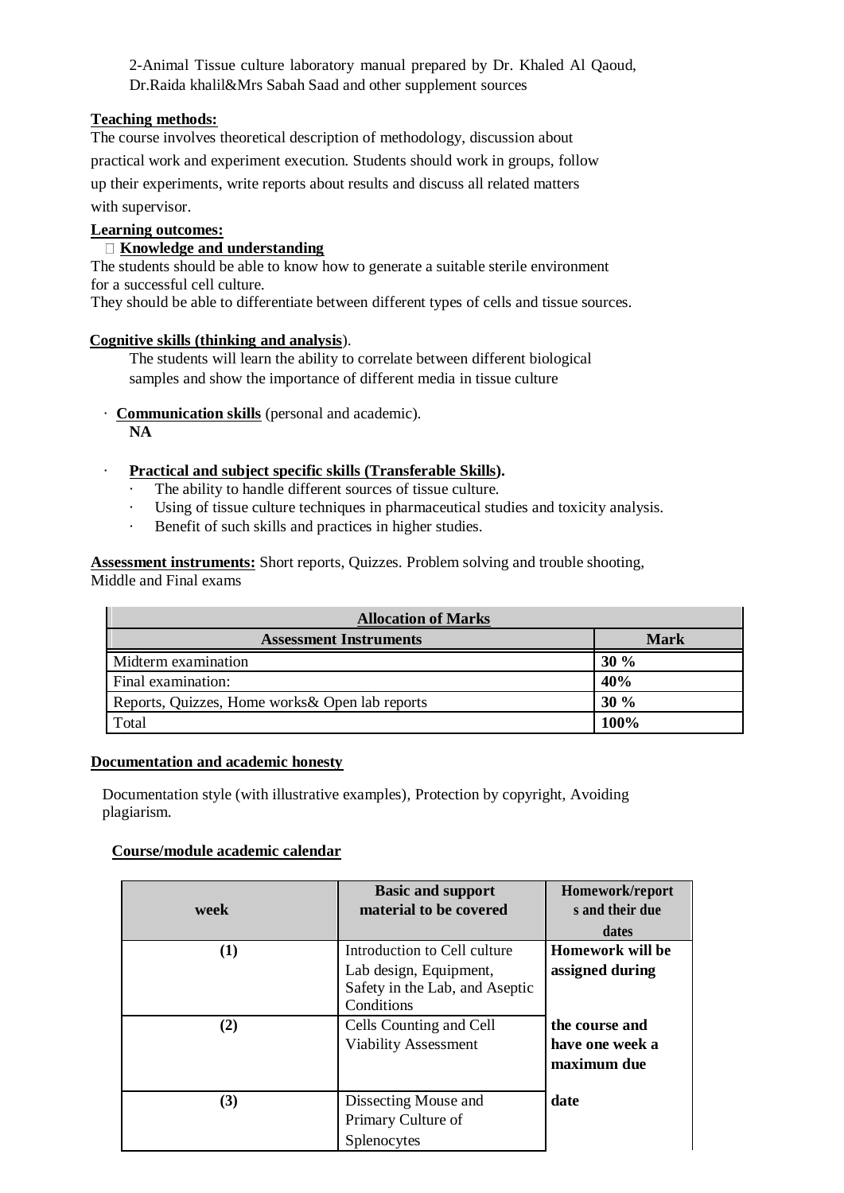2-Animal Tissue culture laboratory manual prepared by Dr. Khaled Al Qaoud, Dr.Raida khalil&Mrs Sabah Saad and other supplement sources

**Teaching methods:**

The course involves theoretical description of methodology, discussion about practical work and experiment execution. Students should work in groups, follow up their experiments, write reports about results and discuss all related matters with supervisor.

**Learning outcomes:**

- **Knowledge and understanding**

The students should be able to know how to generate a suitable sterile environment for a successful cell culture.

They should be able to differentiate between different types of cells and tissue sources.

**Cognitive skills (thinking and analysis)**.

The students will learn the ability to correlate between different biological samples and show the importance of different media in tissue culture

- **Communication skills** (personal and academic).
  **NA**

- **Practical and subject specific skills (Transferable Skills).**
  - The ability to handle different sources of tissue culture.
  - Using of tissue culture techniques in pharmaceutical studies and toxicity analysis.
  - Benefit of such skills and practices in higher studies.

**Assessment instruments:** Short reports, Quizzes. Problem solving and trouble shooting, Middle and Final exams

| **Allocation of Marks** | |
|---|---|
| **Assessment Instruments** | **Mark** |
| Midterm examination | **30 %** |
| Final examination: | **40%** |
| Reports, Quizzes, Home works& Open lab reports | **30 %** |
| Total | **100%** |

**Documentation and academic honesty**

Documentation style (with illustrative examples), Protection by copyright, Avoiding plagiarism.

**Course/module academic calendar**

| week | Basic and support material to be covered | Homework/reports and their due dates |
|---|---|---|
| (1) | Introduction to Cell culture<br>Lab design, Equipment, Safety in the Lab, and Aseptic Conditions | **Homework will be assigned during** |
| (2) | Cells Counting and Cell Viability Assessment | **the course and have one week a maximum due** |
| (3) | Dissecting Mouse and Primary Culture of Splenocytes | **date** |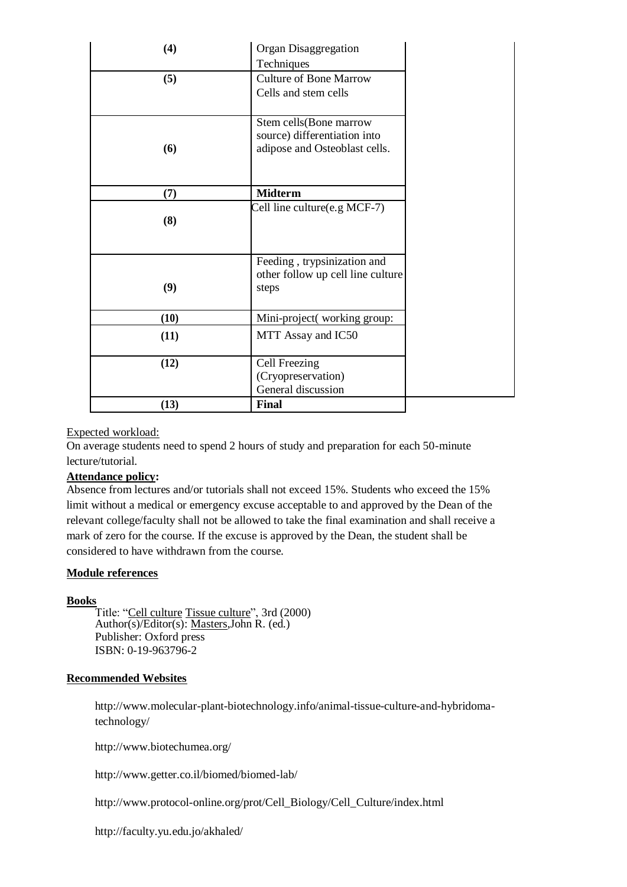| | | |
|---|---|---|
| **(4)** | Organ Disaggregation Techniques | |
| **(5)** | Culture of Bone Marrow Cells and stem cells | |
| **(6)** | Stem cells(Bone marrow source) differentiation into adipose and Osteoblast cells. | |
| **(7)** | **Midterm** | |
| **(8)** | Cell line culture(e.g MCF-7) | |
| **(9)** | Feeding , trypsinization and other follow up cell line culture steps | |
| **(10)** | Mini-project( working group: | |
| **(11)** | MTT Assay and IC50 | |
| **(12)** | Cell Freezing (Cryopreservation) General discussion | |
| **(13)** | **Final** | |

Expected workload:

On average students need to spend 2 hours of study and preparation for each 50-minute lecture/tutorial.

**Attendance policy:**

Absence from lectures and/or tutorials shall not exceed 15%. Students who exceed the 15% limit without a medical or emergency excuse acceptable to and approved by the Dean of the relevant college/faculty shall not be allowed to take the final examination and shall receive a mark of zero for the course. If the excuse is approved by the Dean, the student shall be considered to have withdrawn from the course.

**Module references**

**Books**

Title: "Cell culture Tissue culture", 3rd (2000)
Author(s)/Editor(s): Masters,John R. (ed.)
Publisher: Oxford press
ISBN: 0-19-963796-2

**Recommended Websites**

http://www.molecular-plant-biotechnology.info/animal-tissue-culture-and-hybridoma-technology/

http://www.biotechumea.org/

http://www.getter.co.il/biomed/biomed-lab/

http://www.protocol-online.org/prot/Cell_Biology/Cell_Culture/index.html

http://faculty.yu.edu.jo/akhaled/